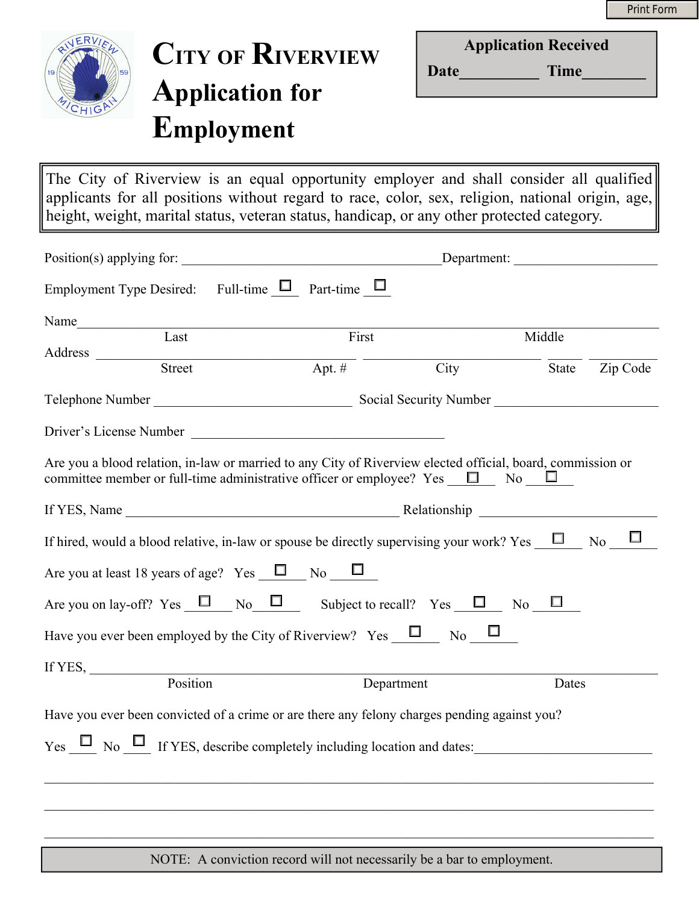Print Form

# CITY OF RIVERVIEW Application for Employment

**Application Received**

**Date**__________ **Time**________

The City of Riverview is an equal opportunity employer and shall consider all qualified applicants for all positions without regard to race, color, sex, religion, national origin, age, height, weight, marital status, veteran status, handicap, or any other protected category.

Position(s) applying for: ________________________________________ Department: ______________________

Employment Type Desired: Full-time ☐ Part-time ☐

Name ______________________________________________________________________________
Last First Middle

Address ________________________________ ____________________ _____ _________
Street Apt. # City State Zip Code

Telephone Number ______________________________ Social Security Number ________________________

Driver's License Number ______________________________________

Are you a blood relation, in-law or married to any City of Riverview elected official, board, commission or committee member or full-time administrative officer or employee? Yes ☐ No ☐

If YES, Name __________________________________________ Relationship ___________________________

If hired, would a blood relative, in-law or spouse be directly supervising your work? Yes ☐ No ☐

Are you at least 18 years of age? Yes ☐ No ☐

Are you on lay-off? Yes ☐ No ☐ Subject to recall? Yes ☐ No ☐

Have you ever been employed by the City of Riverview? Yes ☐ No ☐

If YES, ____________________________________________________________________________
Position Department Dates

Have you ever been convicted of a crime or are there any felony charges pending against you?

Yes ☐ No ☐ If YES, describe completely including location and dates:___________________________

______________________________________________________________________________

______________________________________________________________________________

______________________________________________________________________________

NOTE: A conviction record will not necessarily be a bar to employment.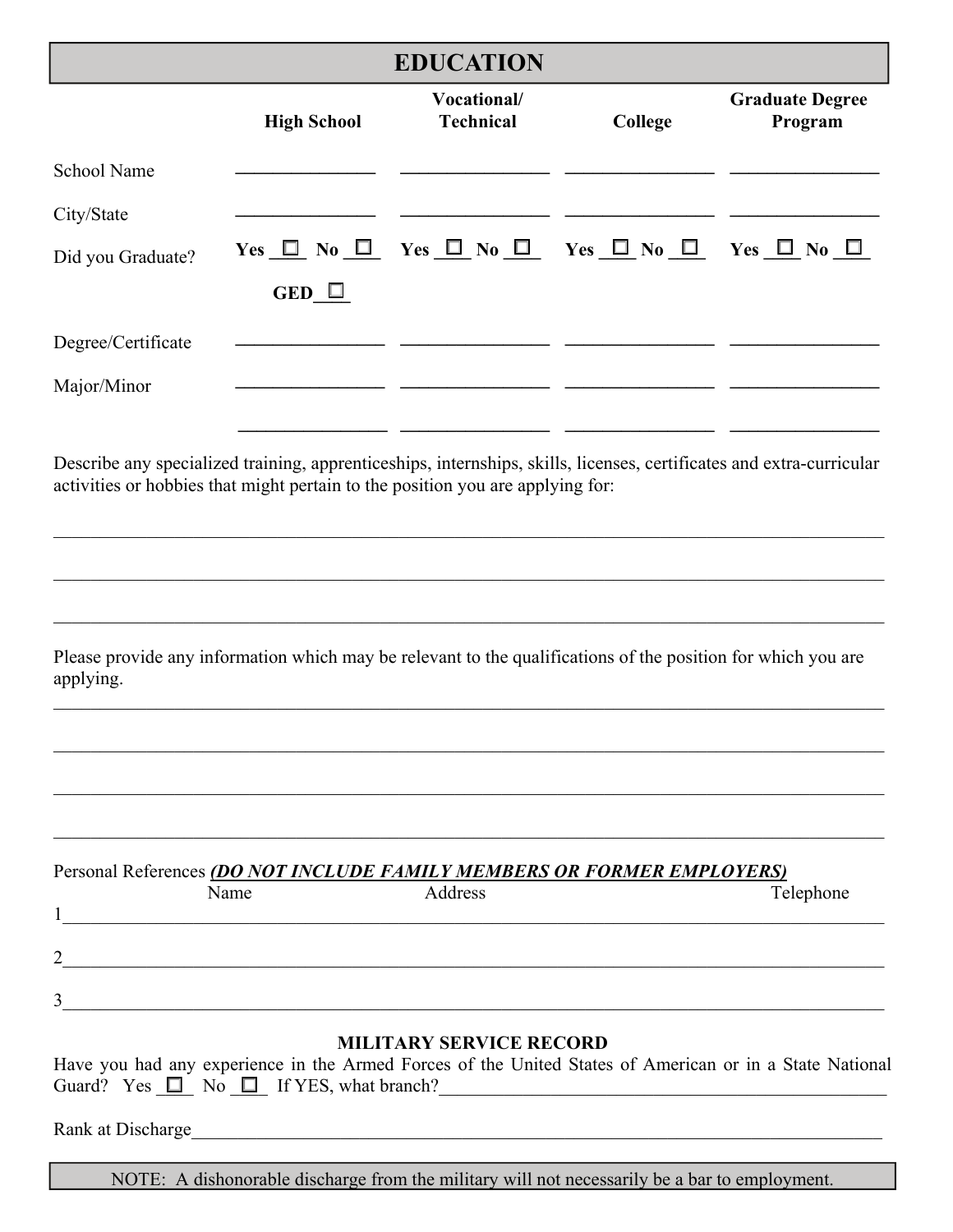## EDUCATION

| | High School | Vocational/ Technical | College | Graduate Degree Program |
|---|---|---|---|---|
| School Name | ________ | ________ | ________ | ________ |
| City/State | ________ | ________ | ________ | ________ |
| Did you Graduate? | Yes ☐ No ☐ GED ☐ | Yes ☐ No ☐ | Yes ☐ No ☐ | Yes ☐ No ☐ |
| Degree/Certificate | ________ | ________ | ________ | ________ |
| Major/Minor | ________ | ________ | ________ | ________ |
| | ________ | ________ | ________ | ________ |

Describe any specialized training, apprenticeships, internships, skills, licenses, certificates and extra-curricular activities or hobbies that might pertain to the position you are applying for:

______________________________________________________________________

______________________________________________________________________

______________________________________________________________________

Please provide any information which may be relevant to the qualifications of the position for which you are applying.

______________________________________________________________________

______________________________________________________________________

______________________________________________________________________

______________________________________________________________________

Personal References ***(DO NOT INCLUDE FAMILY MEMBERS OR FORMER EMPLOYERS)***

| | Name | Address | Telephone |
|---|---|---|---|
| 1 | | | |
| 2 | | | |
| 3 | | | |

### MILITARY SERVICE RECORD

Have you had any experience in the Armed Forces of the United States of American or in a State National Guard? Yes ☐ No ☐ If YES, what branch?______________________________

Rank at Discharge______________________________________________________

NOTE: A dishonorable discharge from the military will not necessarily be a bar to employment.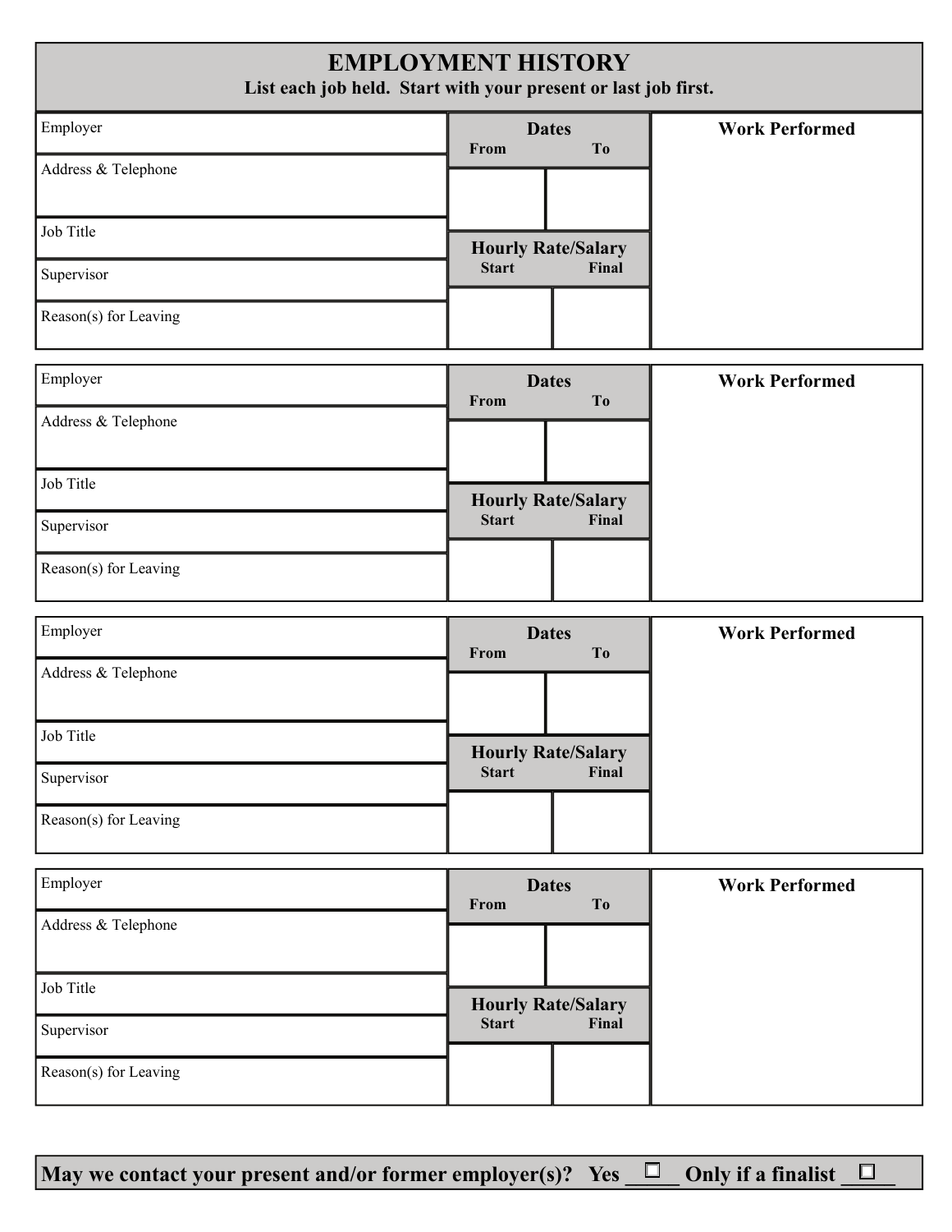# EMPLOYMENT HISTORY

**List each job held. Start with your present or last job first.**

| Employer | **Dates** | | **Work Performed** |
|---|---|---|---|
| | **From** | **To** | |
| Address & Telephone | | | |
| Job Title | **Hourly Rate/Salary** | | |
| Supervisor | **Start** | **Final** | |
| Reason(s) for Leaving | | | |

| Employer | **Dates** | | **Work Performed** |
|---|---|---|---|
| | **From** | **To** | |
| Address & Telephone | | | |
| Job Title | **Hourly Rate/Salary** | | |
| Supervisor | **Start** | **Final** | |
| Reason(s) for Leaving | | | |

| Employer | **Dates** | | **Work Performed** |
|---|---|---|---|
| | **From** | **To** | |
| Address & Telephone | | | |
| Job Title | **Hourly Rate/Salary** | | |
| Supervisor | **Start** | **Final** | |
| Reason(s) for Leaving | | | |

| Employer | **Dates** | | **Work Performed** |
|---|---|---|---|
| | **From** | **To** | |
| Address & Telephone | | | |
| Job Title | **Hourly Rate/Salary** | | |
| Supervisor | **Start** | **Final** | |
| Reason(s) for Leaving | | | |

**May we contact your present and/or former employer(s)? Yes ☐ Only if a finalist ☐**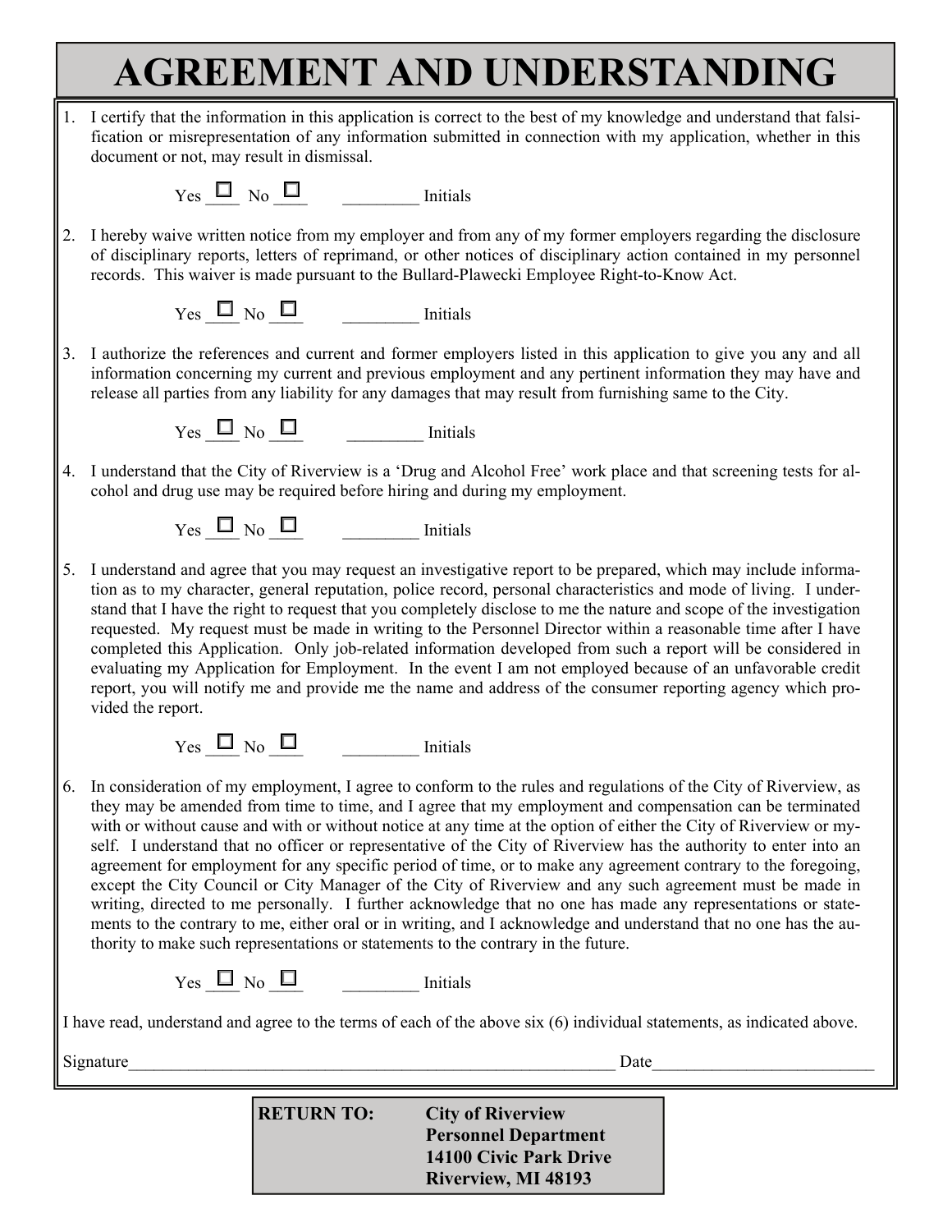# AGREEMENT AND UNDERSTANDING

1. I certify that the information in this application is correct to the best of my knowledge and understand that falsification or misrepresentation of any information submitted in connection with my application, whether in this document or not, may result in dismissal.

   Yes ☐ No ☐ _________ Initials

2. I hereby waive written notice from my employer and from any of my former employers regarding the disclosure of disciplinary reports, letters of reprimand, or other notices of disciplinary action contained in my personnel records. This waiver is made pursuant to the Bullard-Plawecki Employee Right-to-Know Act.

   Yes ☐ No ☐ _________ Initials

3. I authorize the references and current and former employers listed in this application to give you any and all information concerning my current and previous employment and any pertinent information they may have and release all parties from any liability for any damages that may result from furnishing same to the City.

   Yes ☐ No ☐ _________ Initials

4. I understand that the City of Riverview is a 'Drug and Alcohol Free' work place and that screening tests for alcohol and drug use may be required before hiring and during my employment.

   Yes ☐ No ☐ _________ Initials

5. I understand and agree that you may request an investigative report to be prepared, which may include information as to my character, general reputation, police record, personal characteristics and mode of living. I understand that I have the right to request that you completely disclose to me the nature and scope of the investigation requested. My request must be made in writing to the Personnel Director within a reasonable time after I have completed this Application. Only job-related information developed from such a report will be considered in evaluating my Application for Employment. In the event I am not employed because of an unfavorable credit report, you will notify me and provide me the name and address of the consumer reporting agency which provided the report.

   Yes ☐ No ☐ _________ Initials

6. In consideration of my employment, I agree to conform to the rules and regulations of the City of Riverview, as they may be amended from time to time, and I agree that my employment and compensation can be terminated with or without cause and with or without notice at any time at the option of either the City of Riverview or myself. I understand that no officer or representative of the City of Riverview has the authority to enter into an agreement for employment for any specific period of time, or to make any agreement contrary to the foregoing, except the City Council or City Manager of the City of Riverview and any such agreement must be made in writing, directed to me personally. I further acknowledge that no one has made any representations or statements to the contrary to me, either oral or in writing, and I acknowledge and understand that no one has the authority to make such representations or statements to the contrary in the future.

   Yes ☐ No ☐ _________ Initials

I have read, understand and agree to the terms of each of the above six (6) individual statements, as indicated above.

Signature___________________________________________________________ Date__________________________

**RETURN TO:** **City of Riverview**
**Personnel Department**
**14100 Civic Park Drive**
**Riverview, MI 48193**